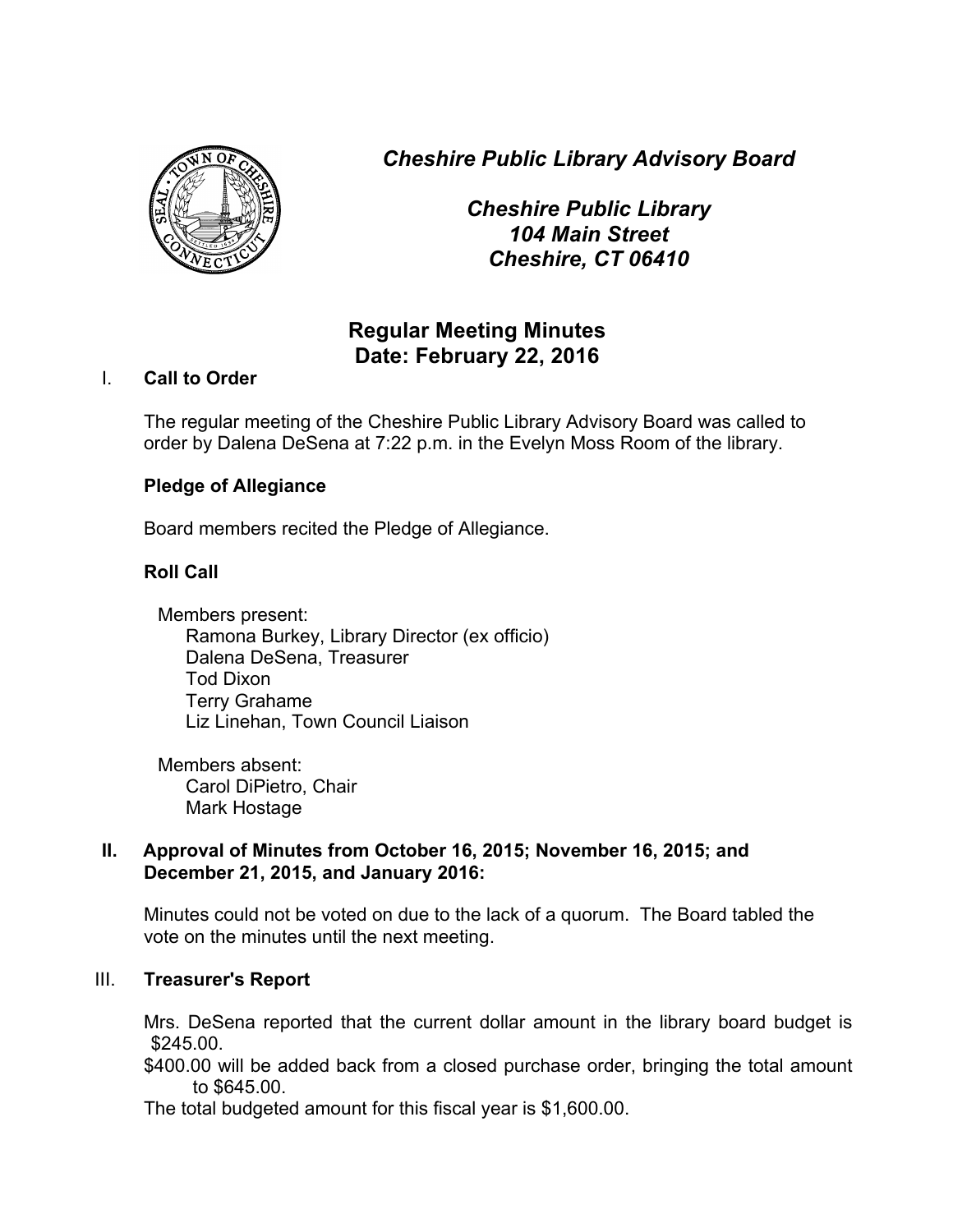*Cheshire Public Library Advisory Board*

*Cheshire Public Library*
*104 Main Street*
*Cheshire, CT 06410*

# Regular Meeting Minutes
# Date: February 22, 2016

## I. Call to Order

The regular meeting of the Cheshire Public Library Advisory Board was called to order by Dalena DeSena at 7:22 p.m. in the Evelyn Moss Room of the library.

### Pledge of Allegiance

Board members recited the Pledge of Allegiance.

### Roll Call

Members present:
- Ramona Burkey, Library Director (ex officio)
- Dalena DeSena, Treasurer
- Tod Dixon
- Terry Grahame
- Liz Linehan, Town Council Liaison

Members absent:
- Carol DiPietro, Chair
- Mark Hostage

## II. Approval of Minutes from October 16, 2015; November 16, 2015; and December 21, 2015, and January 2016:

Minutes could not be voted on due to the lack of a quorum. The Board tabled the vote on the minutes until the next meeting.

## III. Treasurer's Report

Mrs. DeSena reported that the current dollar amount in the library board budget is $245.00.

$400.00 will be added back from a closed purchase order, bringing the total amount to $645.00.

The total budgeted amount for this fiscal year is $1,600.00.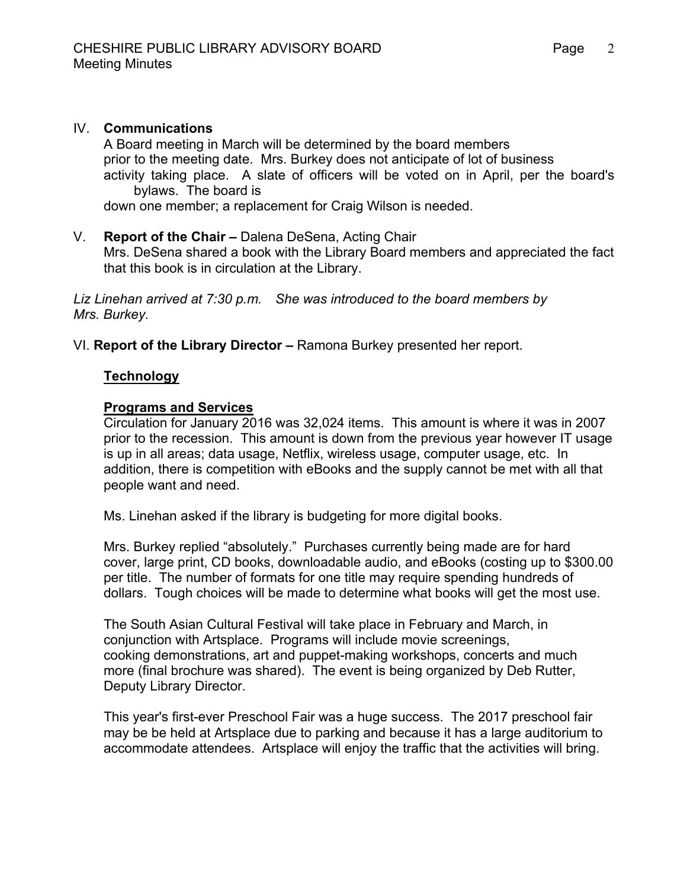IV. **Communications**

A Board meeting in March will be determined by the board members prior to the meeting date. Mrs. Burkey does not anticipate of lot of business activity taking place. A slate of officers will be voted on in April, per the board's bylaws. The board is down one member; a replacement for Craig Wilson is needed.

V. **Report of the Chair –** Dalena DeSena, Acting Chair

Mrs. DeSena shared a book with the Library Board members and appreciated the fact that this book is in circulation at the Library.

*Liz Linehan arrived at 7:30 p.m. She was introduced to the board members by Mrs. Burkey.*

VI. **Report of the Library Director –** Ramona Burkey presented her report.

**Technology**

**Programs and Services**

Circulation for January 2016 was 32,024 items. This amount is where it was in 2007 prior to the recession. This amount is down from the previous year however IT usage is up in all areas; data usage, Netflix, wireless usage, computer usage, etc. In addition, there is competition with eBooks and the supply cannot be met with all that people want and need.

Ms. Linehan asked if the library is budgeting for more digital books.

Mrs. Burkey replied "absolutely." Purchases currently being made are for hard cover, large print, CD books, downloadable audio, and eBooks (costing up to $300.00 per title. The number of formats for one title may require spending hundreds of dollars. Tough choices will be made to determine what books will get the most use.

The South Asian Cultural Festival will take place in February and March, in conjunction with Artsplace. Programs will include movie screenings, cooking demonstrations, art and puppet-making workshops, concerts and much more (final brochure was shared). The event is being organized by Deb Rutter, Deputy Library Director.

This year's first-ever Preschool Fair was a huge success. The 2017 preschool fair may be be held at Artsplace due to parking and because it has a large auditorium to accommodate attendees. Artsplace will enjoy the traffic that the activities will bring.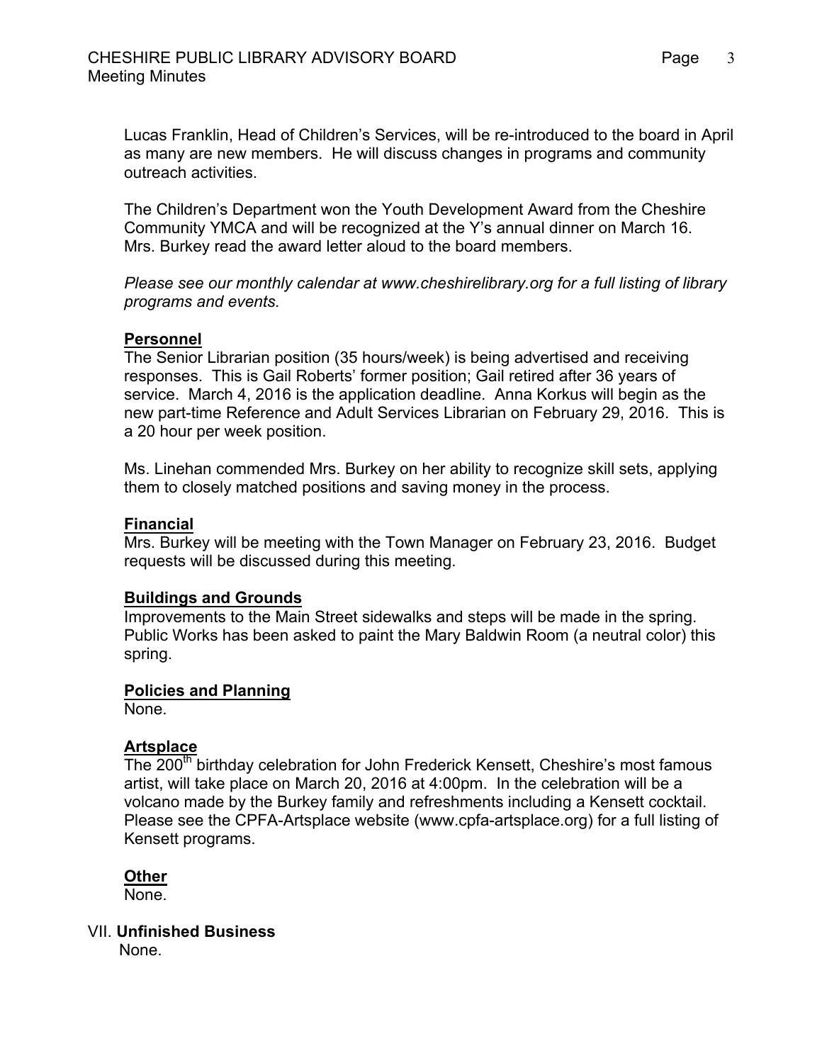Lucas Franklin, Head of Children's Services, will be re-introduced to the board in April as many are new members. He will discuss changes in programs and community outreach activities.

The Children's Department won the Youth Development Award from the Cheshire Community YMCA and will be recognized at the Y's annual dinner on March 16. Mrs. Burkey read the award letter aloud to the board members.

*Please see our monthly calendar at www.cheshirelibrary.org for a full listing of library programs and events.*

**Personnel**

The Senior Librarian position (35 hours/week) is being advertised and receiving responses. This is Gail Roberts' former position; Gail retired after 36 years of service. March 4, 2016 is the application deadline. Anna Korkus will begin as the new part-time Reference and Adult Services Librarian on February 29, 2016. This is a 20 hour per week position.

Ms. Linehan commended Mrs. Burkey on her ability to recognize skill sets, applying them to closely matched positions and saving money in the process.

**Financial**

Mrs. Burkey will be meeting with the Town Manager on February 23, 2016. Budget requests will be discussed during this meeting.

**Buildings and Grounds**

Improvements to the Main Street sidewalks and steps will be made in the spring. Public Works has been asked to paint the Mary Baldwin Room (a neutral color) this spring.

**Policies and Planning**

None.

**Artsplace**

The 200th birthday celebration for John Frederick Kensett, Cheshire's most famous artist, will take place on March 20, 2016 at 4:00pm. In the celebration will be a volcano made by the Burkey family and refreshments including a Kensett cocktail. Please see the CPFA-Artsplace website (www.cpfa-artsplace.org) for a full listing of Kensett programs.

**Other**

None.

VII. **Unfinished Business**

None.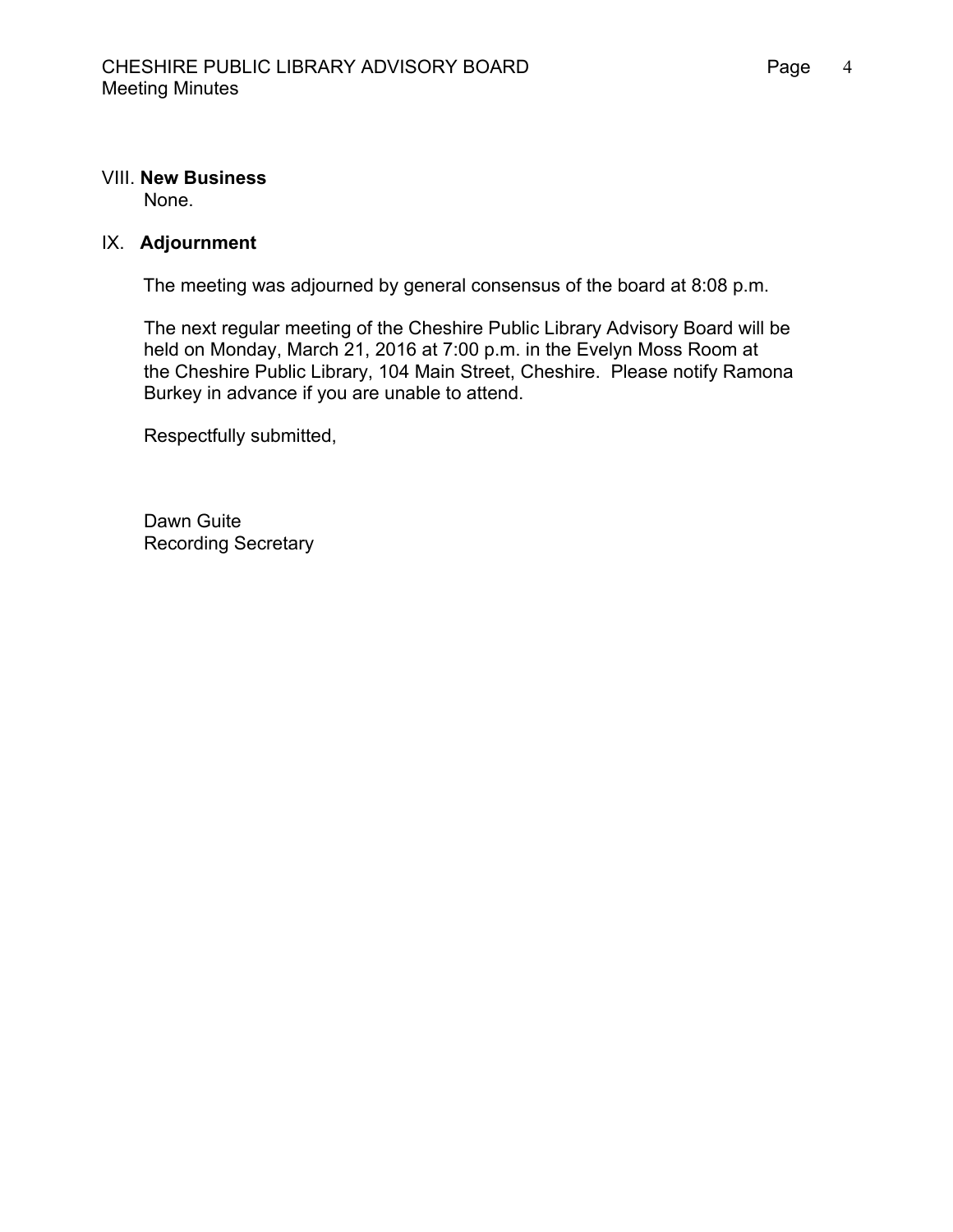## VIII. **New Business**

None.

## IX. **Adjournment**

The meeting was adjourned by general consensus of the board at 8:08 p.m.

The next regular meeting of the Cheshire Public Library Advisory Board will be held on Monday, March 21, 2016 at 7:00 p.m. in the Evelyn Moss Room at the Cheshire Public Library, 104 Main Street, Cheshire. Please notify Ramona Burkey in advance if you are unable to attend.

Respectfully submitted,

Dawn Guite
Recording Secretary